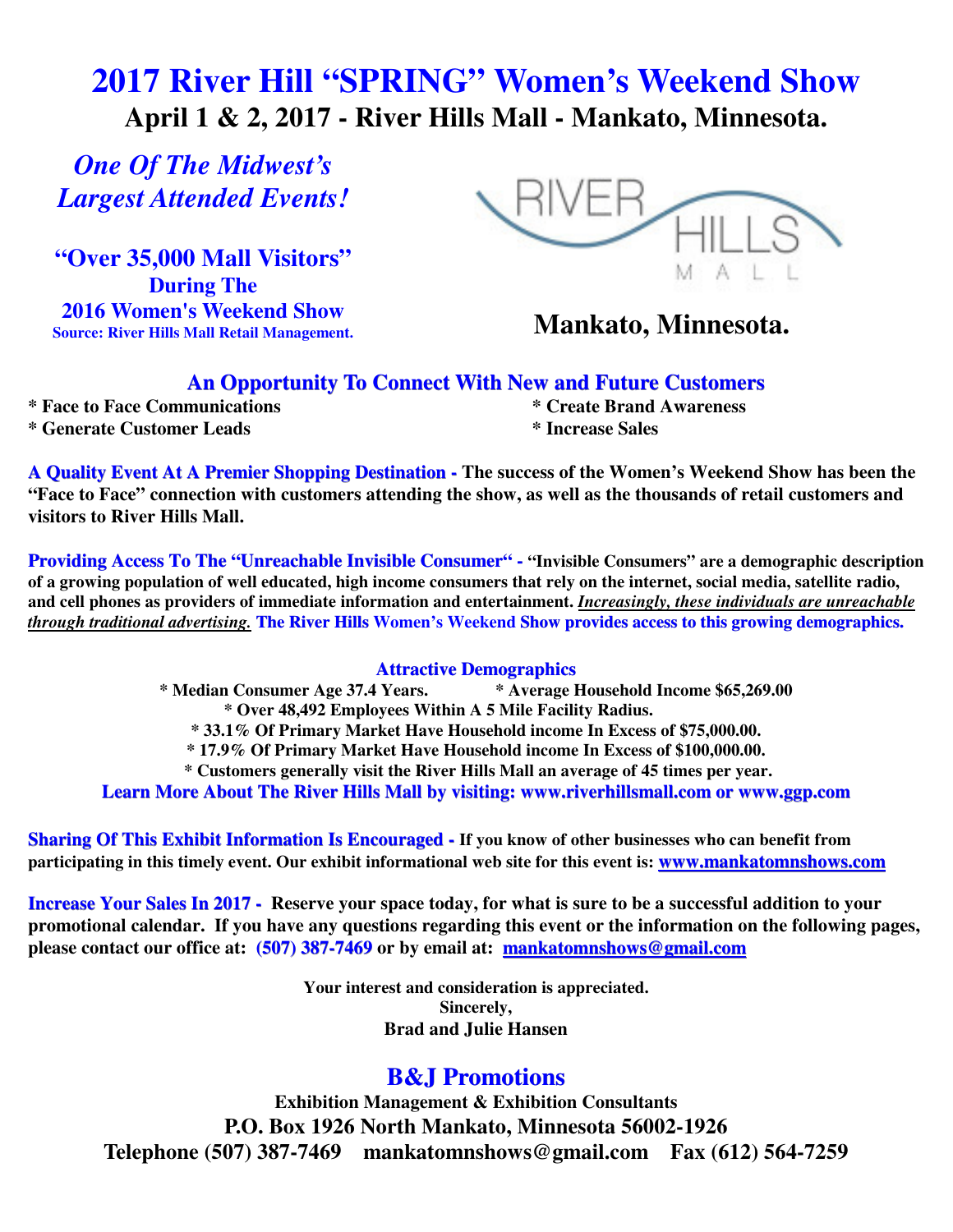# 2017 River Hill “SPRING” Women’s Weekend Show

## April 1 & 2, 2017 - River Hills Mall - Mankato, Minnesota.

*One Of The Midwest’s Largest Attended Events!*

**“Over 35,000 Mall Visitors” During The 2016 Women's Weekend Show**

Source: River Hills Mall Retail Management.

RIVER HILLS MALL

**Mankato, Minnesota.**

### An Opportunity To Connect With New and Future Customers

* Face to Face Communications
* Generate Customer Leads
* Create Brand Awareness
* Increase Sales

**A Quality Event At A Premier Shopping Destination -** The success of the Women’s Weekend Show has been the “Face to Face” connection with customers attending the show, as well as the thousands of retail customers and visitors to River Hills Mall.

**Providing Access To The “Unreachable Invisible Consumer“ -** “Invisible Consumers” are a demographic description of a growing population of well educated, high income consumers that rely on the internet, social media, satellite radio, and cell phones as providers of immediate information and entertainment. ***Increasingly, these individuals are unreachable through traditional advertising.*** **The River Hills Women’s Weekend Show provides access to this growing demographics.**

### Attractive Demographics

* Median Consumer Age 37.4 Years.
* Average Household Income $65,269.00
* Over 48,492 Employees Within A 5 Mile Facility Radius.
* 33.1% Of Primary Market Have Household income In Excess of $75,000.00.
* 17.9% Of Primary Market Have Household income In Excess of $100,000.00.
* Customers generally visit the River Hills Mall an average of 45 times per year.

**Learn More About The River Hills Mall by visiting: www.riverhillsmall.com or www.ggp.com**

**Sharing Of This Exhibit Information Is Encouraged -** If you know of other businesses who can benefit from participating in this timely event. Our exhibit informational web site for this event is: www.mankatomnshows.com

**Increase Your Sales In 2017 -** Reserve your space today, for what is sure to be a successful addition to your promotional calendar. If you have any questions regarding this event or the information on the following pages, please contact our office at: (507) 387-7469 or by email at: mankatomnshows@gmail.com

Your interest and consideration is appreciated.
Sincerely,
Brad and Julie Hansen

## B&J Promotions

**Exhibition Management & Exhibition Consultants**

**P.O. Box 1926 North Mankato, Minnesota 56002-1926**

**Telephone (507) 387-7469 mankatomnshows@gmail.com Fax (612) 564-7259**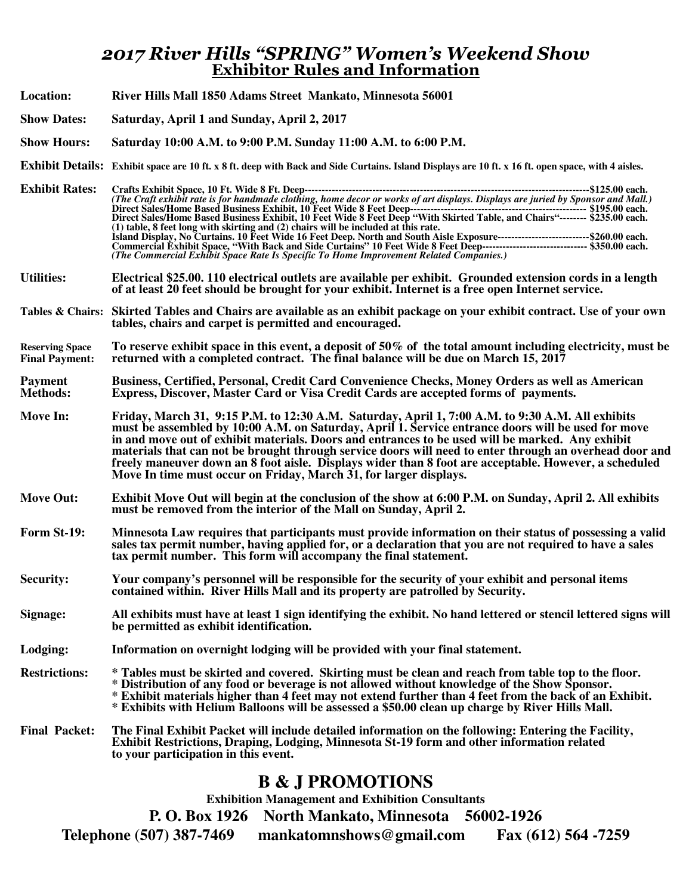# *2017 River Hills "SPRING" Women's Weekend Show*

## Exhibitor Rules and Information

**Location:** River Hills Mall 1850 Adams Street Mankato, Minnesota 56001

**Show Dates:** Saturday, April 1 and Sunday, April 2, 2017

**Show Hours:** Saturday 10:00 A.M. to 9:00 P.M. Sunday 11:00 A.M. to 6:00 P.M.

**Exhibit Details:** Exhibit space are 10 ft. x 8 ft. deep with Back and Side Curtains. Island Displays are 10 ft. x 16 ft. open space, with 4 aisles.

**Exhibit Rates:**
Crafts Exhibit Space, 10 Ft. Wide 8 Ft. Deep------------------------------------------------------------------------------------$125.00 each.
*(The Craft exhibit rate is for handmade clothing, home decor or works of art displays. Displays are juried by Sponsor and Mall.)*
Direct Sales/Home Based Business Exhibit, 10 Feet Wide 8 Feet Deep--------------------------------------------------- $195.00 each.
Direct Sales/Home Based Business Exhibit, 10 Feet Wide 8 Feet Deep "With Skirted Table, and Chairs"-------- $235.00 each.
(1) table, 8 feet long with skirting and (2) chairs will be included at this rate.
Island Display, No Curtains. 10 Feet Wide 16 Feet Deep. North and South Aisle Exposure---------------------------$260.00 each.
Commercial Exhibit Space, "With Back and Side Curtains" 10 Feet Wide 8 Feet Deep------------------------------ $350.00 each.
*(The Commercial Exhibit Space Rate Is Specific To Home Improvement Related Companies.)*

**Utilities:** Electrical $25.00. 110 electrical outlets are available per exhibit. Grounded extension cords in a length of at least 20 feet should be brought for your exhibit. Internet is a free open Internet service.

**Tables & Chairs:** Skirted Tables and Chairs are available as an exhibit package on your exhibit contract. Use of your own tables, chairs and carpet is permitted and encouraged.

**Reserving Space Final Payment:** To reserve exhibit space in this event, a deposit of 50% of the total amount including electricity, must be returned with a completed contract. The final balance will be due on March 15, 2017

**Payment Methods:** Business, Certified, Personal, Credit Card Convenience Checks, Money Orders as well as American Express, Discover, Master Card or Visa Credit Cards are accepted forms of payments.

**Move In:** Friday, March 31, 9:15 P.M. to 12:30 A.M. Saturday, April 1, 7:00 A.M. to 9:30 A.M. All exhibits must be assembled by 10:00 A.M. on Saturday, April 1. Service entrance doors will be used for move in and move out of exhibit materials. Doors and entrances to be used will be marked. Any exhibit materials that can not be brought through service doors will need to enter through an overhead door and freely maneuver down an 8 foot aisle. Displays wider than 8 foot are acceptable. However, a scheduled Move In time must occur on Friday, March 31, for larger displays.

**Move Out:** Exhibit Move Out will begin at the conclusion of the show at 6:00 P.M. on Sunday, April 2. All exhibits must be removed from the interior of the Mall on Sunday, April 2.

**Form St-19:** Minnesota Law requires that participants must provide information on their status of possessing a valid sales tax permit number, having applied for, or a declaration that you are not required to have a sales tax permit number. This form will accompany the final statement.

**Security:** Your company's personnel will be responsible for the security of your exhibit and personal items contained within. River Hills Mall and its property are patrolled by Security.

**Signage:** All exhibits must have at least 1 sign identifying the exhibit. No hand lettered or stencil lettered signs will be permitted as exhibit identification.

**Lodging:** Information on overnight lodging will be provided with your final statement.

**Restrictions:**
* Tables must be skirted and covered. Skirting must be clean and reach from table top to the floor.
* Distribution of any food or beverage is not allowed without knowledge of the Show Sponsor.
* Exhibit materials higher than 4 feet may not extend further than 4 feet from the back of an Exhibit.
* Exhibits with Helium Balloons will be assessed a $50.00 clean up charge by River Hills Mall.

**Final Packet:** The Final Exhibit Packet will include detailed information on the following: Entering the Facility, Exhibit Restrictions, Draping, Lodging, Minnesota St-19 form and other information related to your participation in this event.

## B & J PROMOTIONS

**Exhibition Management and Exhibition Consultants**

**P. O. Box 1926 North Mankato, Minnesota 56002-1926**

**Telephone (507) 387-7469 mankatomnshows@gmail.com Fax (612) 564 -7259**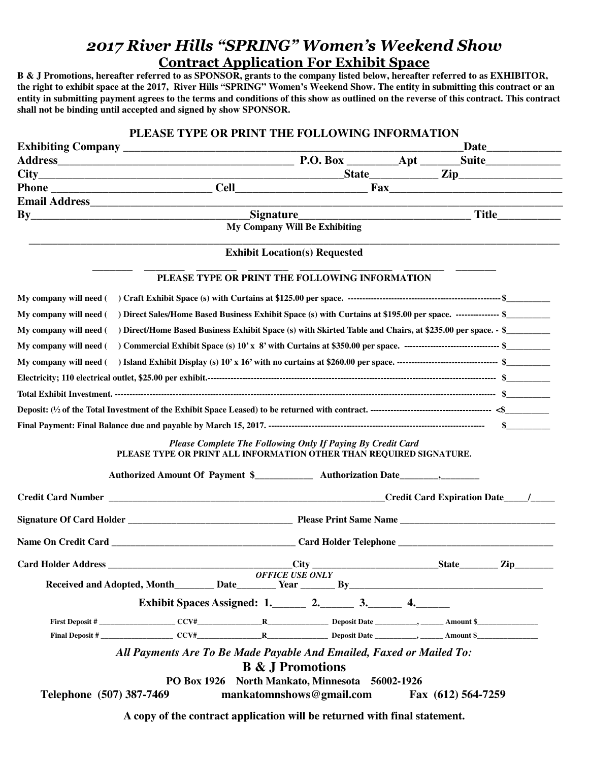# *2017 River Hills "SPRING" Women's Weekend Show*

## Contract Application For Exhibit Space

**B & J Promotions, hereafter referred to as SPONSOR, grants to the company listed below, hereafter referred to as EXHIBITOR, the right to exhibit space at the 2017, River Hills "SPRING" Women's Weekend Show. The entity in submitting this contract or an entity in submitting payment agrees to the terms and conditions of this show as outlined on the reverse of this contract. This contract shall not be binding until accepted and signed by show SPONSOR.**

### PLEASE TYPE OR PRINT THE FOLLOWING INFORMATION

**Exhibiting Company** ____________________________________________________________ **Date**____________

**Address**_________________________________________ **P.O. Box** ________**Apt** _______**Suite**_____________

**City**_____________________________________________________**State**___________ **Zip**_________________

**Phone** ___________________________ **Cell**______________________ **Fax**______________________________

**Email Address**_______________________________________________________________________________

**By**____________________________________**Signature**_______________________________ **Title**__________

**My Company Will Be Exhibiting**

_______________________________________________________________________________________________

**Exhibit Location(s) Requested**

_______ _______ _______ _______ _______ _______ _______ _______

**PLEASE TYPE OR PRINT THE FOLLOWING INFORMATION**

**My company will need (    ) Craft Exhibit Space (s) with Curtains at $125.00 per space.** ---------------------------------------------------- **$**__________

**My company will need (    ) Direct Sales/Home Based Business Exhibit Space (s) with Curtains at $195.00 per space.** -------------- **$**__________

**My company will need (    ) Direct/Home Based Business Exhibit Space (s) with Skirted Table and Chairs, at $235.00 per space. -** **$**__________

**My company will need (    ) Commercial Exhibit Space (s) 10' x 8' with Curtains at $350.00 per space.** -------------------------------- **$**__________

**My company will need (    ) Island Exhibit Display (s) 10' x 16' with no curtains at $260.00 per space.** ---------------------------------- **$**__________

**Electricity; 110 electrical outlet, $25.00 per exhibit.**------------------------------------------------------------------------------------------------ **$**__________

**Total Exhibit Investment.** ----------------------------------------------------------------------------------------------------------------------------- **$**__________

**Deposit: (½ of the Total Investment of the Exhibit Space Leased) to be returned with contract.** ----------------------------------------- **<$**__________

**Final Payment: Final Balance due and payable by March 15, 2017.** ------------------------------------------------------------------------- **$**__________

***Please Complete The Following Only If Paying By Credit Card***

**PLEASE TYPE OR PRINT ALL INFORMATION OTHER THAN REQUIRED SIGNATURE.**

**Authorized Amount Of Payment $**____________ **Authorization Date**________,________

**Credit Card Number** __________________________________________________________**Credit Card Expiration Date**_____/_____

**Signature Of Card Holder** __________________________________ **Please Print Same Name** _______________________________

**Name On Credit Card** _____________________________________ **Card Holder Telephone** _______________________________

**Card Holder Address** _____________________________________**City** __________________________**State**________ **Zip**________

***OFFICE USE ONLY***

**Received and Adopted, Month**________ **Date**________ **Year** _______ **By**______________________________________

**Exhibit Spaces Assigned: 1.**______ **2.**______ **3.**______ **4.**______

**First Deposit #** ____________________ **CCV#**_________________**R**________________ **Deposit Date** ___________, ______ **Amount $**________________

**Final Deposit #** ___________________ **CCV#**_________________**R**________________ **Deposit Date** ___________, ______ **Amount $**________________

***All Payments Are To Be Made Payable And Emailed, Faxed or Mailed To:***

**B & J Promotions**

**PO Box 1926 North Mankato, Minnesota 56002-1926**

**Telephone (507) 387-7469** **mankatomnshows@gmail.com** **Fax (612) 564-7259**

**A copy of the contract application will be returned with final statement.**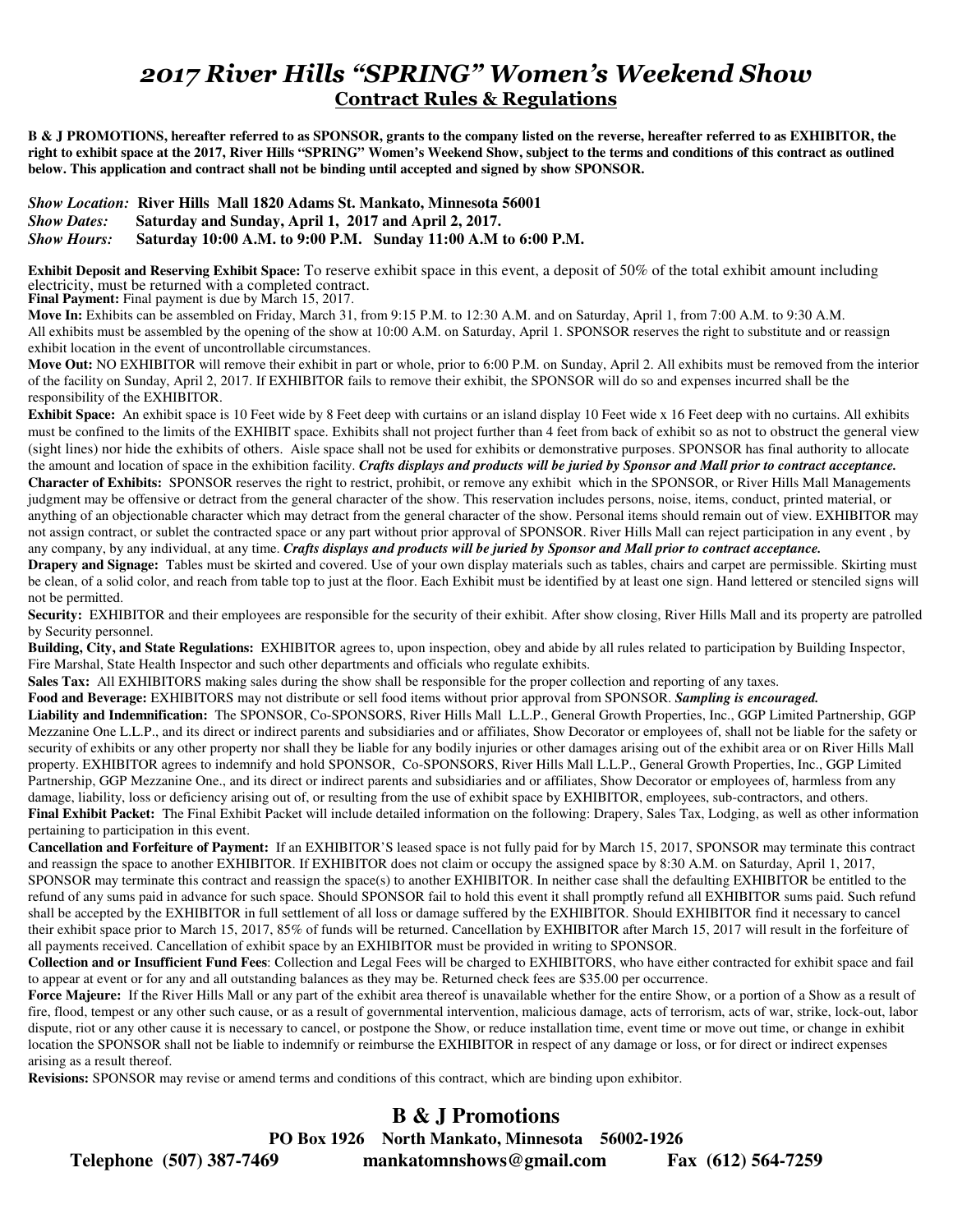# *2017 River Hills "SPRING" Women's Weekend Show*

## Contract Rules & Regulations

**B & J PROMOTIONS, hereafter referred to as SPONSOR, grants to the company listed on the reverse, hereafter referred to as EXHIBITOR, the right to exhibit space at the 2017, River Hills "SPRING" Women's Weekend Show, subject to the terms and conditions of this contract as outlined below. This application and contract shall not be binding until accepted and signed by show SPONSOR.**

***Show Location:*** **River Hills Mall 1820 Adams St. Mankato, Minnesota 56001**
***Show Dates:*** **Saturday and Sunday, April 1, 2017 and April 2, 2017.**
***Show Hours:*** **Saturday 10:00 A.M. to 9:00 P.M. Sunday 11:00 A.M to 6:00 P.M.**

**Exhibit Deposit and Reserving Exhibit Space:** To reserve exhibit space in this event, a deposit of 50% of the total exhibit amount including electricity, must be returned with a completed contract.
**Final Payment:** Final payment is due by March 15, 2017.

**Move In:** Exhibits can be assembled on Friday, March 31, from 9:15 P.M. to 12:30 A.M. and on Saturday, April 1, from 7:00 A.M. to 9:30 A.M. All exhibits must be assembled by the opening of the show at 10:00 A.M. on Saturday, April 1. SPONSOR reserves the right to substitute and or reassign exhibit location in the event of uncontrollable circumstances.

**Move Out:** NO EXHIBITOR will remove their exhibit in part or whole, prior to 6:00 P.M. on Sunday, April 2. All exhibits must be removed from the interior of the facility on Sunday, April 2, 2017. If EXHIBITOR fails to remove their exhibit, the SPONSOR will do so and expenses incurred shall be the responsibility of the EXHIBITOR.

**Exhibit Space:** An exhibit space is 10 Feet wide by 8 Feet deep with curtains or an island display 10 Feet wide x 16 Feet deep with no curtains. All exhibits must be confined to the limits of the EXHIBIT space. Exhibits shall not project further than 4 feet from back of exhibit so as not to obstruct the general view (sight lines) nor hide the exhibits of others. Aisle space shall not be used for exhibits or demonstrative purposes. SPONSOR has final authority to allocate the amount and location of space in the exhibition facility. ***Crafts displays and products will be juried by Sponsor and Mall prior to contract acceptance.***

**Character of Exhibits:** SPONSOR reserves the right to restrict, prohibit, or remove any exhibit which in the SPONSOR, or River Hills Mall Managements judgment may be offensive or detract from the general character of the show. This reservation includes persons, noise, items, conduct, printed material, or anything of an objectionable character which may detract from the general character of the show. Personal items should remain out of view. EXHIBITOR may not assign contract, or sublet the contracted space or any part without prior approval of SPONSOR. River Hills Mall can reject participation in any event , by any company, by any individual, at any time. ***Crafts displays and products will be juried by Sponsor and Mall prior to contract acceptance.***

**Drapery and Signage:** Tables must be skirted and covered. Use of your own display materials such as tables, chairs and carpet are permissible. Skirting must be clean, of a solid color, and reach from table top to just at the floor. Each Exhibit must be identified by at least one sign. Hand lettered or stenciled signs will not be permitted.

**Security:** EXHIBITOR and their employees are responsible for the security of their exhibit. After show closing, River Hills Mall and its property are patrolled by Security personnel.

**Building, City, and State Regulations:** EXHIBITOR agrees to, upon inspection, obey and abide by all rules related to participation by Building Inspector, Fire Marshal, State Health Inspector and such other departments and officials who regulate exhibits.

**Sales Tax:** All EXHIBITORS making sales during the show shall be responsible for the proper collection and reporting of any taxes.

**Food and Beverage:** EXHIBITORS may not distribute or sell food items without prior approval from SPONSOR. ***Sampling is encouraged.***

**Liability and Indemnification:** The SPONSOR, Co-SPONSORS, River Hills Mall L.L.P., General Growth Properties, Inc., GGP Limited Partnership, GGP Mezzanine One L.L.P., and its direct or indirect parents and subsidiaries and or affiliates, Show Decorator or employees of, shall not be liable for the safety or security of exhibits or any other property nor shall they be liable for any bodily injuries or other damages arising out of the exhibit area or on River Hills Mall property. EXHIBITOR agrees to indemnify and hold SPONSOR, Co-SPONSORS, River Hills Mall L.L.P., General Growth Properties, Inc., GGP Limited Partnership, GGP Mezzanine One., and its direct or indirect parents and subsidiaries and or affiliates, Show Decorator or employees of, harmless from any damage, liability, loss or deficiency arising out of, or resulting from the use of exhibit space by EXHIBITOR, employees, sub-contractors, and others.

**Final Exhibit Packet:** The Final Exhibit Packet will include detailed information on the following: Drapery, Sales Tax, Lodging, as well as other information pertaining to participation in this event.

**Cancellation and Forfeiture of Payment:** If an EXHIBITOR'S leased space is not fully paid for by March 15, 2017, SPONSOR may terminate this contract and reassign the space to another EXHIBITOR. If EXHIBITOR does not claim or occupy the assigned space by 8:30 A.M. on Saturday, April 1, 2017, SPONSOR may terminate this contract and reassign the space(s) to another EXHIBITOR. In neither case shall the defaulting EXHIBITOR be entitled to the refund of any sums paid in advance for such space. Should SPONSOR fail to hold this event it shall promptly refund all EXHIBITOR sums paid. Such refund shall be accepted by the EXHIBITOR in full settlement of all loss or damage suffered by the EXHIBITOR. Should EXHIBITOR find it necessary to cancel their exhibit space prior to March 15, 2017, 85% of funds will be returned. Cancellation by EXHIBITOR after March 15, 2017 will result in the forfeiture of all payments received. Cancellation of exhibit space by an EXHIBITOR must be provided in writing to SPONSOR.

**Collection and or Insufficient Fund Fees**: Collection and Legal Fees will be charged to EXHIBITORS, who have either contracted for exhibit space and fail to appear at event or for any and all outstanding balances as they may be. Returned check fees are $35.00 per occurrence.

**Force Majeure:** If the River Hills Mall or any part of the exhibit area thereof is unavailable whether for the entire Show, or a portion of a Show as a result of fire, flood, tempest or any other such cause, or as a result of governmental intervention, malicious damage, acts of terrorism, acts of war, strike, lock-out, labor dispute, riot or any other cause it is necessary to cancel, or postpone the Show, or reduce installation time, event time or move out time, or change in exhibit location the SPONSOR shall not be liable to indemnify or reimburse the EXHIBITOR in respect of any damage or loss, or for direct or indirect expenses arising as a result thereof.

**Revisions:** SPONSOR may revise or amend terms and conditions of this contract, which are binding upon exhibitor.

## B & J Promotions

**PO Box 1926 North Mankato, Minnesota 56002-1926**

**Telephone (507) 387-7469 mankatomnshows@gmail.com Fax (612) 564-7259**